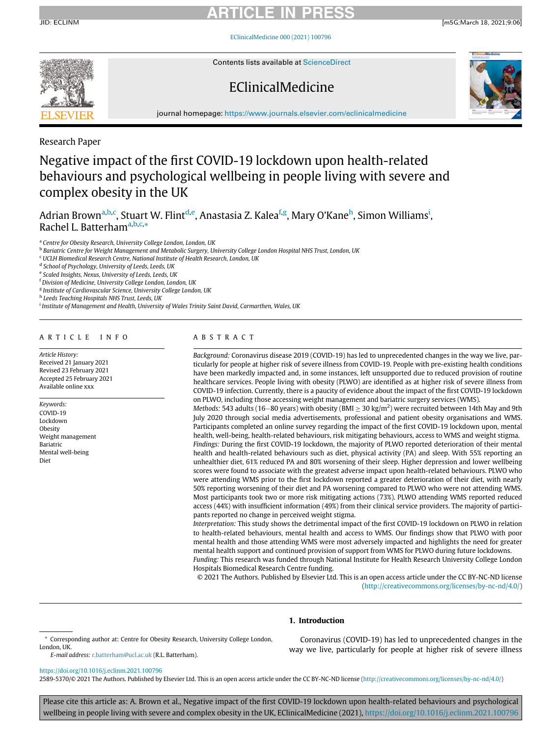Research Paper

# Negative impact of the first COVID-19 lockdown upon health-related behaviours and psychological wellbeing in people living with severe and complex obesity in the UK

Adrian Brown[a,b,c], Stuart W. Flint[d,e], Anastasia Z. Kalea[f,g], Mary O'Kane[h], Simon Williams[i], Rachel L. Batterham[a,b,c,*]

[a] Centre for Obesity Research, University College London, London, UK
[b] Bariatric Centre for Weight Management and Metabolic Surgery, University College London Hospital NHS Trust, London, UK
[c] UCLH Biomedical Research Centre, National Institute of Health Research, London, UK
[d] School of Psychology, University of Leeds, Leeds, UK
[e] Scaled Insights, Nexus, University of Leeds, Leeds, UK
[f] Division of Medicine, University College London, London, UK
[g] Institute of Cardiovascular Science, University College London, UK
[h] Leeds Teaching Hospitals NHS Trust, Leeds, UK
[i] Institute of Management and Health, University of Wales Trinity Saint David, Carmarthen, Wales, UK

## ARTICLE INFO

*Article History:*
Received 21 January 2021
Revised 23 February 2021
Accepted 25 February 2021
Available online xxx

*Keywords:*
COVID-19
Lockdown
Obesity
Weight management
Bariatric
Mental well-being
Diet

## ABSTRACT

*Background:* Coronavirus disease 2019 (COVID-19) has led to unprecedented changes in the way we live, particularly for people at higher risk of severe illness from COVID-19. People with pre-existing health conditions have been markedly impacted and, in some instances, left unsupported due to reduced provision of routine healthcare services. People living with obesity (PLWO) are identified as at higher risk of severe illness from COVID-19 infection. Currently, there is a paucity of evidence about the impact of the first COVID-19 lockdown on PLWO, including those accessing weight management and bariatric surgery services (WMS).

*Methods:* 543 adults (16–80 years) with obesity (BMI $\geq$ 30 kg/m$^2$) were recruited between 14th May and 9th July 2020 through social media advertisements, professional and patient obesity organisations and WMS. Participants completed an online survey regarding the impact of the first COVID-19 lockdown upon, mental health, well-being, health-related behaviours, risk mitigating behaviours, access to WMS and weight stigma.

*Findings:* During the first COVID-19 lockdown, the majority of PLWO reported deterioration of their mental health and health-related behaviours such as diet, physical activity (PA) and sleep. With 55% reporting an unhealthier diet, 61% reduced PA and 80% worsening of their sleep. Higher depression and lower wellbeing scores were found to associate with the greatest adverse impact upon health-related behaviours. PLWO who were attending WMS prior to the first lockdown reported a greater deterioration of their diet, with nearly 50% reporting worsening of their diet and PA worsening compared to PLWO who were not attending WMS. Most participants took two or more risk mitigating actions (73%). PLWO attending WMS reported reduced access (44%) with insufficient information (49%) from their clinical service providers. The majority of participants reported no change in perceived weight stigma.

*Interpretation:* This study shows the detrimental impact of the first COVID-19 lockdown on PLWO in relation to health-related behaviours, mental health and access to WMS. Our findings show that PLWO with poor mental health and those attending WMS were most adversely impacted and highlights the need for greater mental health support and continued provision of support from WMS for PLWO during future lockdowns.

*Funding:* This research was funded through National Institute for Health Research University College London Hospitals Biomedical Research Centre funding.

© 2021 The Authors. Published by Elsevier Ltd. This is an open access article under the CC BY-NC-ND license (http://creativecommons.org/licenses/by-nc-nd/4.0/)

## 1. Introduction

Coronavirus (COVID-19) has led to unprecedented changes in the way we live, particularly for people at higher risk of severe illness

\* Corresponding author at: Centre for Obesity Research, University College London, London, UK.
*E-mail address:* r.batterham@ucl.ac.uk (R.L. Batterham).

https://doi.org/10.1016/j.eclinm.2021.100796
2589-5370/© 2021 The Authors. Published by Elsevier Ltd. This is an open access article under the CC BY-NC-ND license (http://creativecommons.org/licenses/by-nc-nd/4.0/)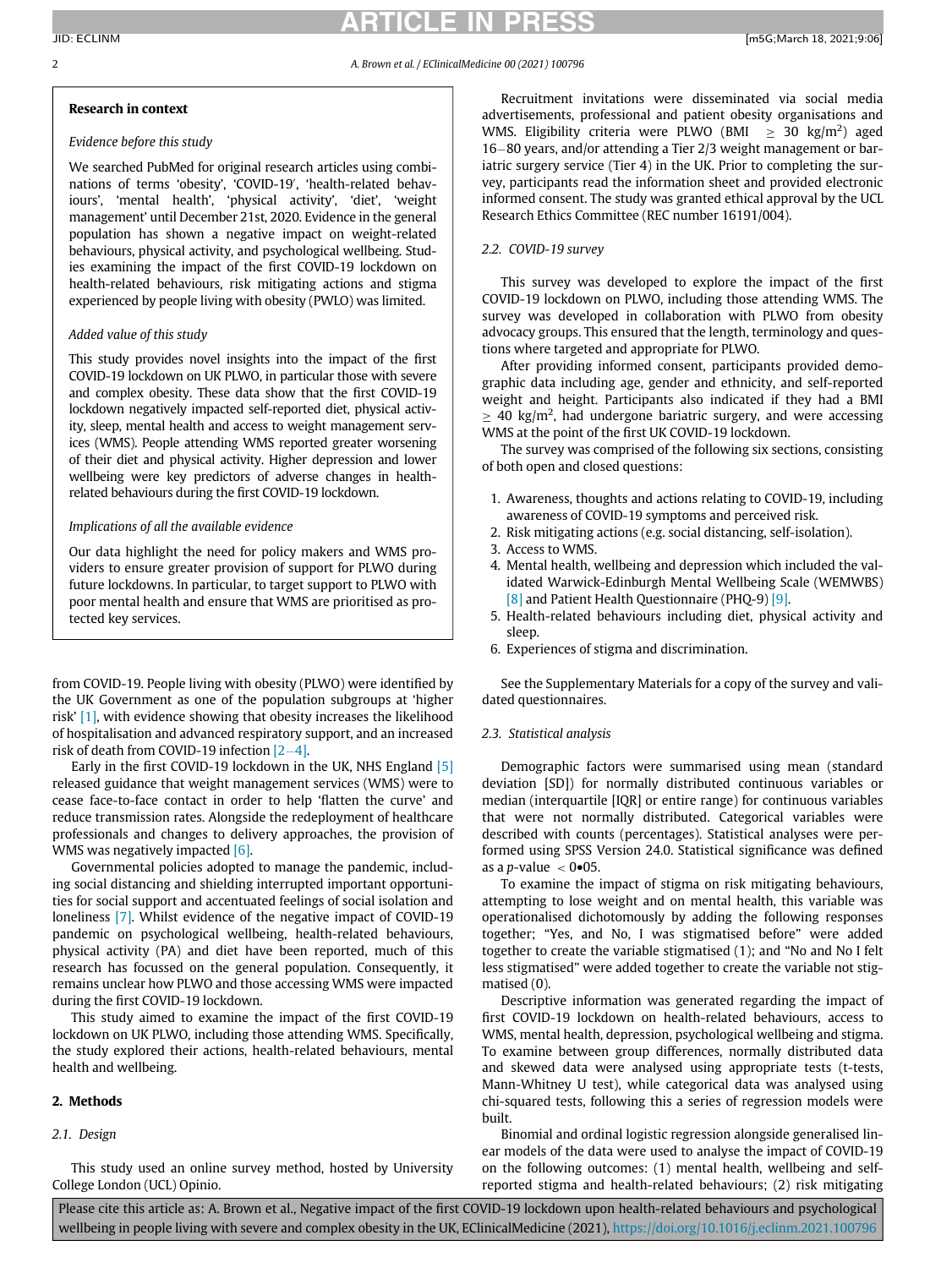### Research in context

*Evidence before this study*

We searched PubMed for original research articles using combinations of terms 'obesity', 'COVID-19′, 'health-related behaviours', 'mental health', 'physical activity', 'diet', 'weight management' until December 21st, 2020. Evidence in the general population has shown a negative impact on weight-related behaviours, physical activity, and psychological wellbeing. Studies examining the impact of the first COVID-19 lockdown on health-related behaviours, risk mitigating actions and stigma experienced by people living with obesity (PWLO) was limited.

*Added value of this study*

This study provides novel insights into the impact of the first COVID-19 lockdown on UK PLWO, in particular those with severe and complex obesity. These data show that the first COVID-19 lockdown negatively impacted self-reported diet, physical activity, sleep, mental health and access to weight management services (WMS). People attending WMS reported greater worsening of their diet and physical activity. Higher depression and lower wellbeing were key predictors of adverse changes in health-related behaviours during the first COVID-19 lockdown.

*Implications of all the available evidence*

Our data highlight the need for policy makers and WMS providers to ensure greater provision of support for PLWO during future lockdowns. In particular, to target support to PLWO with poor mental health and ensure that WMS are prioritised as protected key services.

from COVID-19. People living with obesity (PLWO) were identified by the UK Government as one of the population subgroups at 'higher risk' [1], with evidence showing that obesity increases the likelihood of hospitalisation and advanced respiratory support, and an increased risk of death from COVID-19 infection [2–4].

Early in the first COVID-19 lockdown in the UK, NHS England [5] released guidance that weight management services (WMS) were to cease face-to-face contact in order to help 'flatten the curve' and reduce transmission rates. Alongside the redeployment of healthcare professionals and changes to delivery approaches, the provision of WMS was negatively impacted [6].

Governmental policies adopted to manage the pandemic, including social distancing and shielding interrupted important opportunities for social support and accentuated feelings of social isolation and loneliness [7]. Whilst evidence of the negative impact of COVID-19 pandemic on psychological wellbeing, health-related behaviours, physical activity (PA) and diet have been reported, much of this research has focussed on the general population. Consequently, it remains unclear how PLWO and those accessing WMS were impacted during the first COVID-19 lockdown.

This study aimed to examine the impact of the first COVID-19 lockdown on UK PLWO, including those attending WMS. Specifically, the study explored their actions, health-related behaviours, mental health and wellbeing.

## 2. Methods

### 2.1. Design

This study used an online survey method, hosted by University College London (UCL) Opinio.

Recruitment invitations were disseminated via social media advertisements, professional and patient obesity organisations and WMS. Eligibility criteria were PLWO (BMI $\geq$ 30 kg/m$^2$) aged 16–80 years, and/or attending a Tier 2/3 weight management or bariatric surgery service (Tier 4) in the UK. Prior to completing the survey, participants read the information sheet and provided electronic informed consent. The study was granted ethical approval by the UCL Research Ethics Committee (REC number 16191/004).

### 2.2. COVID-19 survey

This survey was developed to explore the impact of the first COVID-19 lockdown on PLWO, including those attending WMS. The survey was developed in collaboration with PLWO from obesity advocacy groups. This ensured that the length, terminology and questions where targeted and appropriate for PLWO.

After providing informed consent, participants provided demographic data including age, gender and ethnicity, and self-reported weight and height. Participants also indicated if they had a BMI $\geq$ 40 kg/m$^2$, had undergone bariatric surgery, and were accessing WMS at the point of the first UK COVID-19 lockdown.

The survey was comprised of the following six sections, consisting of both open and closed questions:

1. Awareness, thoughts and actions relating to COVID-19, including awareness of COVID-19 symptoms and perceived risk.
2. Risk mitigating actions (e.g. social distancing, self-isolation).
3. Access to WMS.
4. Mental health, wellbeing and depression which included the validated Warwick-Edinburgh Mental Wellbeing Scale (WEMWBS) [8] and Patient Health Questionnaire (PHQ-9) [9].
5. Health-related behaviours including diet, physical activity and sleep.
6. Experiences of stigma and discrimination.

See the Supplementary Materials for a copy of the survey and validated questionnaires.

### 2.3. Statistical analysis

Demographic factors were summarised using mean (standard deviation [SD]) for normally distributed continuous variables or median (interquartile [IQR] or entire range) for continuous variables that were not normally distributed. Categorical variables were described with counts (percentages). Statistical analyses were performed using SPSS Version 24.0. Statistical significance was defined as a *p*-value $< 0{\bullet}05$.

To examine the impact of stigma on risk mitigating behaviours, attempting to lose weight and on mental health, this variable was operationalised dichotomously by adding the following responses together; "Yes, and No, I was stigmatised before" were added together to create the variable stigmatised (1); and "No and No I felt less stigmatised" were added together to create the variable not stigmatised (0).

Descriptive information was generated regarding the impact of first COVID-19 lockdown on health-related behaviours, access to WMS, mental health, depression, psychological wellbeing and stigma. To examine between group differences, normally distributed data and skewed data were analysed using appropriate tests (t-tests, Mann-Whitney U test), while categorical data was analysed using chi-squared tests, following this a series of regression models were built.

Binomial and ordinal logistic regression alongside generalised linear models of the data were used to analyse the impact of COVID-19 on the following outcomes: (1) mental health, wellbeing and self-reported stigma and health-related behaviours; (2) risk mitigating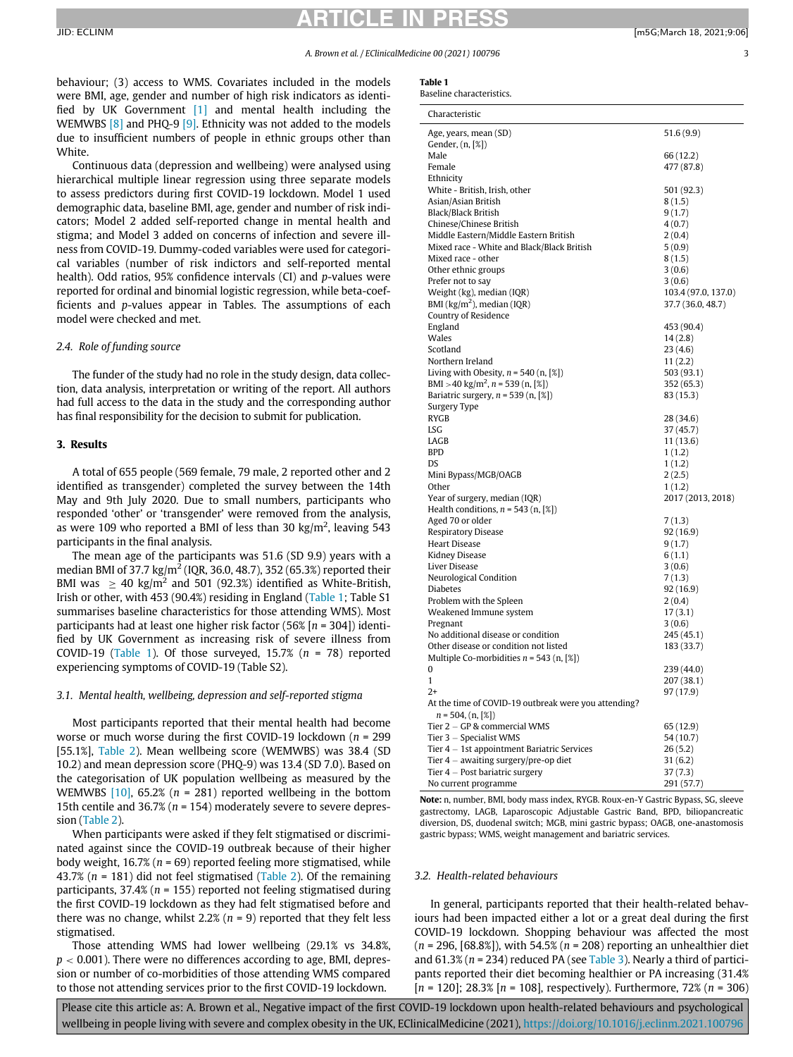behaviour; (3) access to WMS. Covariates included in the models were BMI, age, gender and number of high risk indicators as identified by UK Government [1] and mental health including the WEMWBS [8] and PHQ-9 [9]. Ethnicity was not added to the models due to insufficient numbers of people in ethnic groups other than White.

Continuous data (depression and wellbeing) were analysed using hierarchical multiple linear regression using three separate models to assess predictors during first COVID-19 lockdown. Model 1 used demographic data, baseline BMI, age, gender and number of risk indicators; Model 2 added self-reported change in mental health and stigma; and Model 3 added on concerns of infection and severe illness from COVID-19. Dummy-coded variables were used for categorical variables (number of risk indictors and self-reported mental health). Odd ratios, 95% confidence intervals (CI) and *p*-values were reported for ordinal and binomial logistic regression, while beta-coefficients and *p*-values appear in Tables. The assumptions of each model were checked and met.

### 2.4. Role of funding source

The funder of the study had no role in the study design, data collection, data analysis, interpretation or writing of the report. All authors had full access to the data in the study and the corresponding author has final responsibility for the decision to submit for publication.

## 3. Results

A total of 655 people (569 female, 79 male, 2 reported other and 2 identified as transgender) completed the survey between the 14th May and 9th July 2020. Due to small numbers, participants who responded 'other' or 'transgender' were removed from the analysis, as were 109 who reported a BMI of less than 30 kg/m$^2$, leaving 543 participants in the final analysis.

The mean age of the participants was 51.6 (SD 9.9) years with a median BMI of 37.7 kg/m$^2$ (IQR, 36.0, 48.7), 352 (65.3%) reported their BMI was $\geq$ 40 kg/m$^2$ and 501 (92.3%) identified as White-British, Irish or other, with 453 (90.4%) residing in England (Table 1; Table S1 summarises baseline characteristics for those attending WMS). Most participants had at least one higher risk factor (56% [*n* = 304]) identified by UK Government as increasing risk of severe illness from COVID-19 (Table 1). Of those surveyed, 15.7% (*n* = 78) reported experiencing symptoms of COVID-19 (Table S2).

### 3.1. Mental health, wellbeing, depression and self-reported stigma

Most participants reported that their mental health had become worse or much worse during the first COVID-19 lockdown (*n* = 299 [55.1%], Table 2). Mean wellbeing score (WEMWBS) was 38.4 (SD 10.2) and mean depression score (PHQ-9) was 13.4 (SD 7.0). Based on the categorisation of UK population wellbeing as measured by the WEMWBS [10], 65.2% (*n* = 281) reported wellbeing in the bottom 15th centile and 36.7% (*n* = 154) moderately severe to severe depression (Table 2).

When participants were asked if they felt stigmatised or discriminated against since the COVID-19 outbreak because of their higher body weight, 16.7% (*n* = 69) reported feeling more stigmatised, while 43.7% (*n* = 181) did not feel stigmatised (Table 2). Of the remaining participants, 37.4% (*n* = 155) reported not feeling stigmatised during the first COVID-19 lockdown as they had felt stigmatised before and there was no change, whilst 2.2% (*n* = 9) reported that they felt less stigmatised.

Those attending WMS had lower wellbeing (29.1% vs 34.8%, $p < 0.001$). There were no differences according to age, BMI, depression or number of co-morbidities of those attending WMS compared to those not attending services prior to the first COVID-19 lockdown.

**Table 1**
Baseline characteristics.

| Characteristic | |
|---|---|
| Age, years, mean (SD) | 51.6 (9.9) |
| Gender, (n, [%]) | |
| Male | 66 (12.2) |
| Female | 477 (87.8) |
| Ethnicity | |
| White - British, Irish, other | 501 (92.3) |
| Asian/Asian British | 8 (1.5) |
| Black/Black British | 9 (1.7) |
| Chinese/Chinese British | 4 (0.7) |
| Middle Eastern/Middle Eastern British | 2 (0.4) |
| Mixed race - White and Black/Black British | 5 (0.9) |
| Mixed race - other | 8 (1.5) |
| Other ethnic groups | 3 (0.6) |
| Prefer not to say | 3 (0.6) |
| Weight (kg), median (IQR) | 103.4 (97.0, 137.0) |
| BMI (kg/m$^2$), median (IQR) | 37.7 (36.0, 48.7) |
| Country of Residence | |
| England | 453 (90.4) |
| Wales | 14 (2.8) |
| Scotland | 23 (4.6) |
| Northern Ireland | 11 (2.2) |
| Living with Obesity, *n* = 540 (n, [%]) | 503 (93.1) |
| BMI >40 kg/m$^2$, *n* = 539 (n, [%]) | 352 (65.3) |
| Bariatric surgery, *n* = 539 (n, [%]) | 83 (15.3) |
| Surgery Type | |
| RYGB | 28 (34.6) |
| LSG | 37 (45.7) |
| LAGB | 11 (13.6) |
| BPD | 1 (1.2) |
| DS | 1 (1.2) |
| Mini Bypass/MGB/OAGB | 2 (2.5) |
| Other | 1 (1.2) |
| Year of surgery, median (IQR) | 2017 (2013, 2018) |
| Health conditions, *n* = 543 (n, [%]) | |
| Aged 70 or older | 7 (1.3) |
| Respiratory Disease | 92 (16.9) |
| Heart Disease | 9 (1.7) |
| Kidney Disease | 6 (1.1) |
| Liver Disease | 3 (0.6) |
| Neurological Condition | 7 (1.3) |
| Diabetes | 92 (16.9) |
| Problem with the Spleen | 2 (0.4) |
| Weakened Immune system | 17 (3.1) |
| Pregnant | 3 (0.6) |
| No additional disease or condition | 245 (45.1) |
| Other disease or condition not listed | 183 (33.7) |
| Multiple Co-morbidities *n* = 543 (n, [%]) | |
| 0 | 239 (44.0) |
| 1 | 207 (38.1) |
| 2+ | 97 (17.9) |
| At the time of COVID-19 outbreak were you attending? *n* = 504, (n, [%]) | |
| Tier 2 – GP & commercial WMS | 65 (12.9) |
| Tier 3 – Specialist WMS | 54 (10.7) |
| Tier 4 – 1st appointment Bariatric Services | 26 (5.2) |
| Tier 4 – awaiting surgery/pre-op diet | 31 (6.2) |
| Tier 4 – Post bariatric surgery | 37 (7.3) |
| No current programme | 291 (57.7) |

**Note:** n, number, BMI, body mass index, RYGB. Roux-en-Y Gastric Bypass, SG, sleeve gastrectomy, LAGB, Laparoscopic Adjustable Gastric Band, BPD, biliopancreatic diversion, DS, duodenal switch; MGB, mini gastric bypass; OAGB, one-anastomosis gastric bypass; WMS, weight management and bariatric services.

### 3.2. Health-related behaviours

In general, participants reported that their health-related behaviours had been impacted either a lot or a great deal during the first COVID-19 lockdown. Shopping behaviour was affected the most (*n* = 296, [68.8%]), with 54.5% (*n* = 208) reporting an unhealthier diet and 61.3% (*n* = 234) reduced PA (see Table 3). Nearly a third of participants reported their diet becoming healthier or PA increasing (31.4% [*n* = 120]; 28.3% [*n* = 108], respectively). Furthermore, 72% (*n* = 306)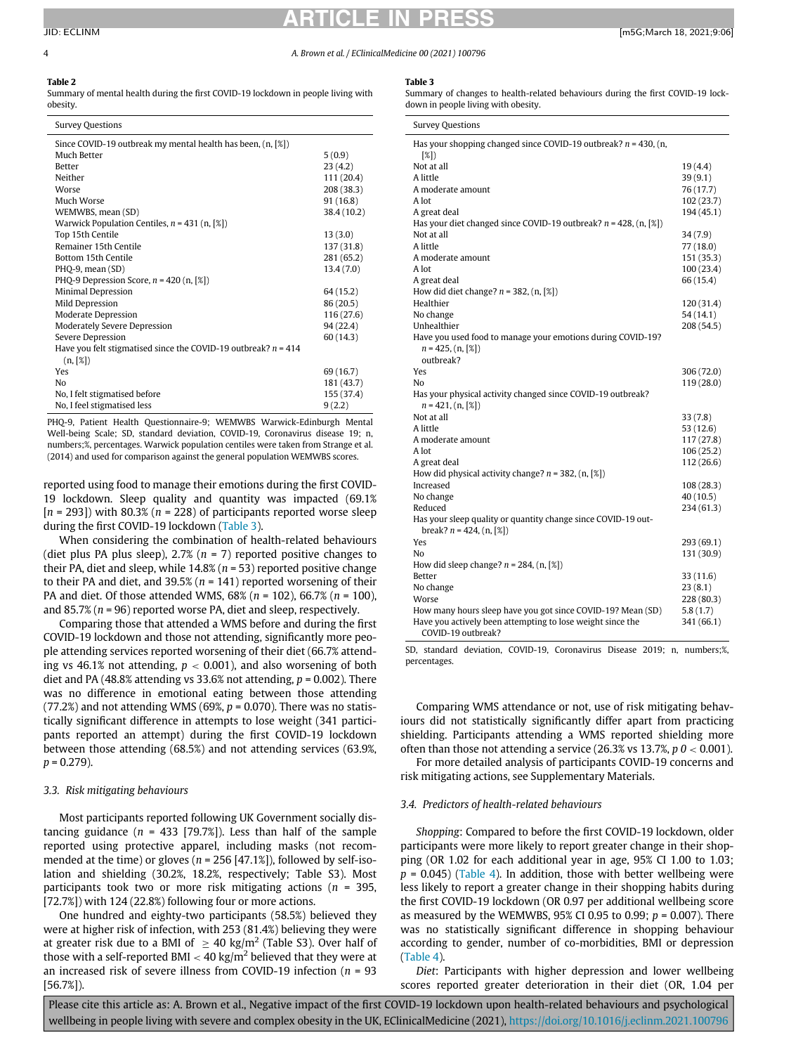**Table 2**
Summary of mental health during the first COVID-19 lockdown in people living with obesity.

| Survey Questions | |
|---|---|
| Since COVID-19 outbreak my mental health has been, (n, [%]) | |
| Much Better | 5 (0.9) |
| Better | 23 (4.2) |
| Neither | 111 (20.4) |
| Worse | 208 (38.3) |
| Much Worse | 91 (16.8) |
| WEMWBS, mean (SD) | 38.4 (10.2) |
| Warwick Population Centiles, n = 431 (n, [%]) | |
| Top 15th Centile | 13 (3.0) |
| Remainer 15th Centile | 137 (31.8) |
| Bottom 15th Centile | 281 (65.2) |
| PHQ-9, mean (SD) | 13.4 (7.0) |
| PHQ-9 Depression Score, n = 420 (n, [%]) | |
| Minimal Depression | 64 (15.2) |
| Mild Depression | 86 (20.5) |
| Moderate Depression | 116 (27.6) |
| Moderately Severe Depression | 94 (22.4) |
| Severe Depression | 60 (14.3) |
| Have you felt stigmatised since the COVID-19 outbreak? n = 414 (n, [%]) | |
| Yes | 69 (16.7) |
| No | 181 (43.7) |
| No, I felt stigmatised before | 155 (37.4) |
| No, I feel stigmatised less | 9 (2.2) |

PHQ-9, Patient Health Questionnaire-9; WEMWBS Warwick-Edinburgh Mental Well-being Scale; SD, standard deviation, COVID-19, Coronavirus disease 19; n, numbers;%, percentages. Warwick population centiles were taken from Strange et al. (2014) and used for comparison against the general population WEMWBS scores.

reported using food to manage their emotions during the first COVID-19 lockdown. Sleep quality and quantity was impacted (69.1% [n = 293]) with 80.3% (n = 228) of participants reported worse sleep during the first COVID-19 lockdown (Table 3).

When considering the combination of health-related behaviours (diet plus PA plus sleep), 2.7% (n = 7) reported positive changes to their PA, diet and sleep, while 14.8% (n = 53) reported positive change to their PA and diet, and 39.5% (n = 141) reported worsening of their PA and diet. Of those attended WMS, 68% (n = 102), 66.7% (n = 100), and 85.7% (n = 96) reported worse PA, diet and sleep, respectively.

Comparing those that attended a WMS before and during the first COVID-19 lockdown and those not attending, significantly more people attending services reported worsening of their diet (66.7% attending vs 46.1% not attending, $p < 0.001$), and also worsening of both diet and PA (48.8% attending vs 33.6% not attending, $p = 0.002$). There was no difference in emotional eating between those attending (77.2%) and not attending WMS (69%, $p = 0.070$). There was no statistically significant difference in attempts to lose weight (341 participants reported an attempt) during the first COVID-19 lockdown between those attending (68.5%) and not attending services (63.9%, $p = 0.279$).

### 3.3. Risk mitigating behaviours

Most participants reported following UK Government socially distancing guidance (n = 433 [79.7%]). Less than half of the sample reported using protective apparel, including masks (not recommended at the time) or gloves (n = 256 [47.1%]), followed by self-isolation and shielding (30.2%, 18.2%, respectively; Table S3). Most participants took two or more risk mitigating actions (n = 395, [72.7%]) with 124 (22.8%) following four or more actions.

One hundred and eighty-two participants (58.5%) believed they were at higher risk of infection, with 253 (81.4%) believing they were at greater risk due to a BMI of $\geq 40$ kg/m$^2$ (Table S3). Over half of those with a self-reported BMI $< 40$ kg/m$^2$ believed that they were at an increased risk of severe illness from COVID-19 infection (n = 93 [56.7%]).

**Table 3**
Summary of changes to health-related behaviours during the first COVID-19 lockdown in people living with obesity.

| Survey Questions | |
|---|---|
| Has your shopping changed since COVID-19 outbreak? n = 430, (n, [%]) | |
| Not at all | 19 (4.4) |
| A little | 39 (9.1) |
| A moderate amount | 76 (17.7) |
| A lot | 102 (23.7) |
| A great deal | 194 (45.1) |
| Has your diet changed since COVID-19 outbreak? n = 428, (n, [%]) | |
| Not at all | 34 (7.9) |
| A little | 77 (18.0) |
| A moderate amount | 151 (35.3) |
| A lot | 100 (23.4) |
| A great deal | 66 (15.4) |
| How did diet change? n = 382, (n, [%]) | |
| Healthier | 120 (31.4) |
| No change | 54 (14.1) |
| Unhealthier | 208 (54.5) |
| Have you used food to manage your emotions during COVID-19? n = 425, (n, [%]) outbreak? | |
| Yes | 306 (72.0) |
| No | 119 (28.0) |
| Has your physical activity changed since COVID-19 outbreak? n = 421, (n, [%]) | |
| Not at all | 33 (7.8) |
| A little | 53 (12.6) |
| A moderate amount | 117 (27.8) |
| A lot | 106 (25.2) |
| A great deal | 112 (26.6) |
| How did physical activity change? n = 382, (n, [%]) | |
| Increased | 108 (28.3) |
| No change | 40 (10.5) |
| Reduced | 234 (61.3) |
| Has your sleep quality or quantity change since COVID-19 outbreak? n = 424, (n, [%]) | |
| Yes | 293 (69.1) |
| No | 131 (30.9) |
| How did sleep change? n = 284, (n, [%]) | |
| Better | 33 (11.6) |
| No change | 23 (8.1) |
| Worse | 228 (80.3) |
| How many hours sleep have you got since COVID-19? Mean (SD) | 5.8 (1.7) |
| Have you actively been attempting to lose weight since the COVID-19 outbreak? | 341 (66.1) |

SD, standard deviation, COVID-19, Coronavirus Disease 2019; n, numbers;%, percentages.

Comparing WMS attendance or not, use of risk mitigating behaviours did not statistically significantly differ apart from practicing shielding. Participants attending a WMS reported shielding more often than those not attending a service (26.3% vs 13.7%, $p\,0 < 0.001$).

For more detailed analysis of participants COVID-19 concerns and risk mitigating actions, see Supplementary Materials.

### 3.4. Predictors of health-related behaviours

*Shopping*: Compared to before the first COVID-19 lockdown, older participants were more likely to report greater change in their shopping (OR 1.02 for each additional year in age, 95% CI 1.00 to 1.03; $p = 0.045$) (Table 4). In addition, those with better wellbeing were less likely to report a greater change in their shopping habits during the first COVID-19 lockdown (OR 0.97 per additional wellbeing score as measured by the WEMWBS, 95% CI 0.95 to 0.99; $p = 0.007$). There was no statistically significant difference in shopping behaviour according to gender, number of co-morbidities, BMI or depression (Table 4).

*Diet*: Participants with higher depression and lower wellbeing scores reported greater deterioration in their diet (OR, 1.04 per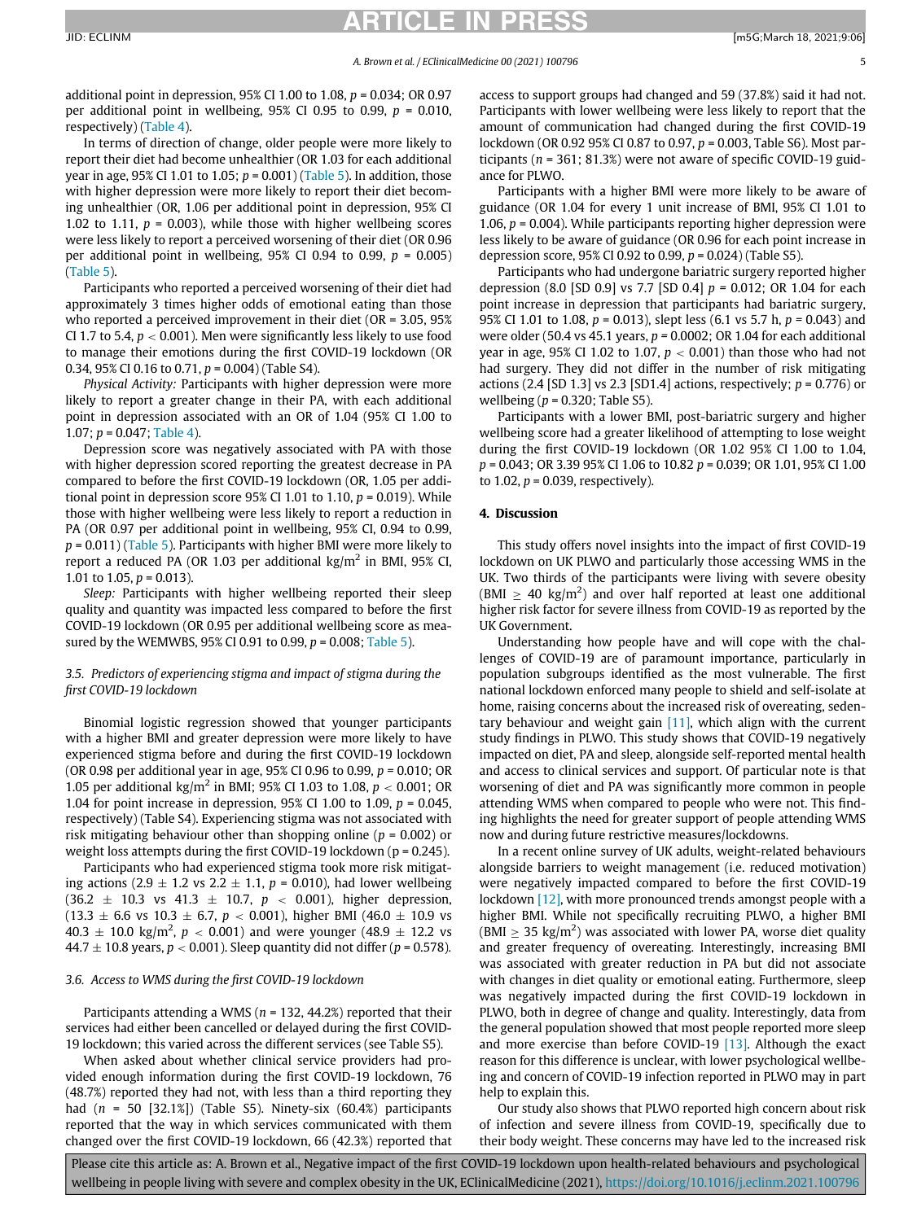additional point in depression, 95% CI 1.00 to 1.08, $p = 0.034$; OR 0.97 per additional point in wellbeing, 95% CI 0.95 to 0.99, $p = 0.010$, respectively) (Table 4).

In terms of direction of change, older people were more likely to report their diet had become unhealthier (OR 1.03 for each additional year in age, 95% CI 1.01 to 1.05; $p = 0.001$) (Table 5). In addition, those with higher depression were more likely to report their diet becoming unhealthier (OR, 1.06 per additional point in depression, 95% CI 1.02 to 1.11, $p = 0.003$), while those with higher wellbeing scores were less likely to report a perceived worsening of their diet (OR 0.96 per additional point in wellbeing, 95% CI 0.94 to 0.99, $p = 0.005$) (Table 5).

Participants who reported a perceived worsening of their diet had approximately 3 times higher odds of emotional eating than those who reported a perceived improvement in their diet (OR = 3.05, 95% CI 1.7 to 5.4, $p < 0.001$). Men were significantly less likely to use food to manage their emotions during the first COVID-19 lockdown (OR 0.34, 95% CI 0.16 to 0.71, $p = 0.004$) (Table S4).

*Physical Activity:* Participants with higher depression were more likely to report a greater change in their PA, with each additional point in depression associated with an OR of 1.04 (95% CI 1.00 to 1.07; $p = 0.047$; Table 4).

Depression score was negatively associated with PA with those with higher depression scored reporting the greatest decrease in PA compared to before the first COVID-19 lockdown (OR, 1.05 per additional point in depression score 95% CI 1.01 to 1.10, $p = 0.019$). While those with higher wellbeing were less likely to report a reduction in PA (OR 0.97 per additional point in wellbeing, 95% CI, 0.94 to 0.99, $p = 0.011$) (Table 5). Participants with higher BMI were more likely to report a reduced PA (OR 1.03 per additional kg/m$^2$ in BMI, 95% CI, 1.01 to 1.05, $p = 0.013$).

*Sleep:* Participants with higher wellbeing reported their sleep quality and quantity was impacted less compared to before the first COVID-19 lockdown (OR 0.95 per additional wellbeing score as measured by the WEMWBS, 95% CI 0.91 to 0.99, $p = 0.008$; Table 5).

### 3.5. Predictors of experiencing stigma and impact of stigma during the first COVID-19 lockdown

Binomial logistic regression showed that younger participants with a higher BMI and greater depression were more likely to have experienced stigma before and during the first COVID-19 lockdown (OR 0.98 per additional year in age, 95% CI 0.96 to 0.99, $p = 0.010$; OR 1.05 per additional kg/m$^2$ in BMI; 95% CI 1.03 to 1.08, $p < 0.001$; OR 1.04 for point increase in depression, 95% CI 1.00 to 1.09, $p = 0.045$, respectively) (Table S4). Experiencing stigma was not associated with risk mitigating behaviour other than shopping online ($p = 0.002$) or weight loss attempts during the first COVID-19 lockdown ($p = 0.245$).

Participants who had experienced stigma took more risk mitigating actions ($2.9 \pm 1.2$ vs $2.2 \pm 1.1$, $p = 0.010$), had lower wellbeing ($36.2 \pm 10.3$ vs $41.3 \pm 10.7$, $p < 0.001$), higher depression, ($13.3 \pm 6.6$ vs $10.3 \pm 6.7$, $p < 0.001$), higher BMI ($46.0 \pm 10.9$ vs $40.3 \pm 10.0$ kg/m$^2$, $p < 0.001$) and were younger ($48.9 \pm 12.2$ vs $44.7 \pm 10.8$ years, $p < 0.001$). Sleep quantity did not differ ($p = 0.578$).

### 3.6. Access to WMS during the first COVID-19 lockdown

Participants attending a WMS ($n = 132$, 44.2%) reported that their services had either been cancelled or delayed during the first COVID-19 lockdown; this varied across the different services (see Table S5).

When asked about whether clinical service providers had provided enough information during the first COVID-19 lockdown, 76 (48.7%) reported they had not, with less than a third reporting they had ($n = 50$ [32.1%]) (Table S5). Ninety-six (60.4%) participants reported that the way in which services communicated with them changed over the first COVID-19 lockdown, 66 (42.3%) reported that access to support groups had changed and 59 (37.8%) said it had not. Participants with lower wellbeing were less likely to report that the amount of communication had changed during the first COVID-19 lockdown (OR 0.92 95% CI 0.87 to 0.97, $p = 0.003$, Table S6). Most participants ($n = 361$; 81.3%) were not aware of specific COVID-19 guidance for PLWO.

Participants with a higher BMI were more likely to be aware of guidance (OR 1.04 for every 1 unit increase of BMI, 95% CI 1.01 to 1.06, $p = 0.004$). While participants reporting higher depression were less likely to be aware of guidance (OR 0.96 for each point increase in depression score, 95% CI 0.92 to 0.99, $p = 0.024$) (Table S5).

Participants who had undergone bariatric surgery reported higher depression (8.0 [SD 0.9] vs 7.7 [SD 0.4] $p = 0.012$; OR 1.04 for each point increase in depression that participants had bariatric surgery, 95% CI 1.01 to 1.08, $p = 0.013$), slept less (6.1 vs 5.7 h, $p = 0.043$) and were older (50.4 vs 45.1 years, $p = 0.0002$; OR 1.04 for each additional year in age, 95% CI 1.02 to 1.07, $p < 0.001$) than those who had not had surgery. They did not differ in the number of risk mitigating actions (2.4 [SD 1.3] vs 2.3 [SD1.4] actions, respectively; $p = 0.776$) or wellbeing ($p = 0.320$; Table S5).

Participants with a lower BMI, post-bariatric surgery and higher wellbeing score had a greater likelihood of attempting to lose weight during the first COVID-19 lockdown (OR 1.02 95% CI 1.00 to 1.04, $p = 0.043$; OR 3.39 95% CI 1.06 to 10.82 $p = 0.039$; OR 1.01, 95% CI 1.00 to 1.02, $p = 0.039$, respectively).

## 4. Discussion

This study offers novel insights into the impact of first COVID-19 lockdown on UK PLWO and particularly those accessing WMS in the UK. Two thirds of the participants were living with severe obesity (BMI $\geq$ 40 kg/m$^2$) and over half reported at least one additional higher risk factor for severe illness from COVID-19 as reported by the UK Government.

Understanding how people have and will cope with the challenges of COVID-19 are of paramount importance, particularly in population subgroups identified as the most vulnerable. The first national lockdown enforced many people to shield and self-isolate at home, raising concerns about the increased risk of overeating, sedentary behaviour and weight gain [11], which align with the current study findings in PLWO. This study shows that COVID-19 negatively impacted on diet, PA and sleep, alongside self-reported mental health and access to clinical services and support. Of particular note is that worsening of diet and PA was significantly more common in people attending WMS when compared to people who were not. This finding highlights the need for greater support of people attending WMS now and during future restrictive measures/lockdowns.

In a recent online survey of UK adults, weight-related behaviours alongside barriers to weight management (i.e. reduced motivation) were negatively impacted compared to before the first COVID-19 lockdown [12], with more pronounced trends amongst people with a higher BMI. While not specifically recruiting PLWO, a higher BMI (BMI $\geq$ 35 kg/m$^2$) was associated with lower PA, worse diet quality and greater frequency of overeating. Interestingly, increasing BMI was associated with greater reduction in PA but did not associate with changes in diet quality or emotional eating. Furthermore, sleep was negatively impacted during the first COVID-19 lockdown in PLWO, both in degree of change and quality. Interestingly, data from the general population showed that most people reported more sleep and more exercise than before COVID-19 [13]. Although the exact reason for this difference is unclear, with lower psychological wellbeing and concern of COVID-19 infection reported in PLWO may in part help to explain this.

Our study also shows that PLWO reported high concern about risk of infection and severe illness from COVID-19, specifically due to their body weight. These concerns may have led to the increased risk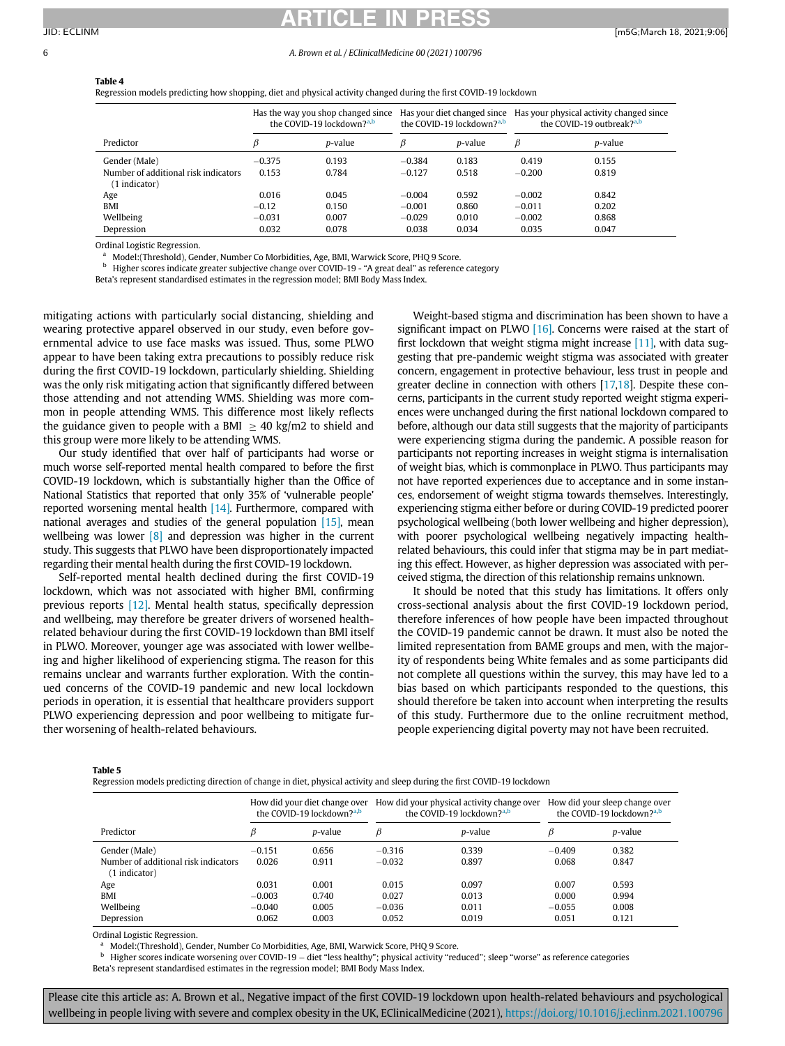**Table 4**
Regression models predicting how shopping, diet and physical activity changed during the first COVID-19 lockdown

| Predictor | Has the way you shop changed since the COVID-19 lockdown?[a,b] | | Has your diet changed since the COVID-19 lockdown?[a,b] | | Has your physical activity changed since the COVID-19 outbreak?[a,b] | |
|---|---|---|---|---|---|---|
| | $\beta$ | *p*-value | $\beta$ | *p*-value | $\beta$ | *p*-value |
| Gender (Male) | −0.375 | 0.193 | −0.384 | 0.183 | 0.419 | 0.155 |
| Number of additional risk indicators (1 indicator) | 0.153 | 0.784 | −0.127 | 0.518 | −0.200 | 0.819 |
| Age | 0.016 | 0.045 | −0.004 | 0.592 | −0.002 | 0.842 |
| BMI | −0.12 | 0.150 | −0.001 | 0.860 | −0.011 | 0.202 |
| Wellbeing | −0.031 | 0.007 | −0.029 | 0.010 | −0.002 | 0.868 |
| Depression | 0.032 | 0.078 | 0.038 | 0.034 | 0.035 | 0.047 |

Ordinal Logistic Regression.
[a] Model:(Threshold), Gender, Number Co Morbidities, Age, BMI, Warwick Score, PHQ 9 Score.
[b] Higher scores indicate greater subjective change over COVID-19 - "A great deal" as reference category
Beta's represent standardised estimates in the regression model; BMI Body Mass Index.

mitigating actions with particularly social distancing, shielding and wearing protective apparel observed in our study, even before governmental advice to use face masks was issued. Thus, some PLWO appear to have been taking extra precautions to possibly reduce risk during the first COVID-19 lockdown, particularly shielding. Shielding was the only risk mitigating action that significantly differed between those attending and not attending WMS. Shielding was more common in people attending WMS. This difference most likely reflects the guidance given to people with a BMI $\geq$ 40 kg/m2 to shield and this group were more likely to be attending WMS.

Our study identified that over half of participants had worse or much worse self-reported mental health compared to before the first COVID-19 lockdown, which is substantially higher than the Office of National Statistics that reported that only 35% of 'vulnerable people' reported worsening mental health [14]. Furthermore, compared with national averages and studies of the general population [15], mean wellbeing was lower [8] and depression was higher in the current study. This suggests that PLWO have been disproportionately impacted regarding their mental health during the first COVID-19 lockdown.

Self-reported mental health declined during the first COVID-19 lockdown, which was not associated with higher BMI, confirming previous reports [12]. Mental health status, specifically depression and wellbeing, may therefore be greater drivers of worsened health-related behaviour during the first COVID-19 lockdown than BMI itself in PLWO. Moreover, younger age was associated with lower wellbeing and higher likelihood of experiencing stigma. The reason for this remains unclear and warrants further exploration. With the continued concerns of the COVID-19 pandemic and new local lockdown periods in operation, it is essential that healthcare providers support PLWO experiencing depression and poor wellbeing to mitigate further worsening of health-related behaviours.

Weight-based stigma and discrimination has been shown to have a significant impact on PLWO [16]. Concerns were raised at the start of first lockdown that weight stigma might increase [11], with data suggesting that pre-pandemic weight stigma was associated with greater concern, engagement in protective behaviour, less trust in people and greater decline in connection with others [17,18]. Despite these concerns, participants in the current study reported weight stigma experiences were unchanged during the first national lockdown compared to before, although our data still suggests that the majority of participants were experiencing stigma during the pandemic. A possible reason for participants not reporting increases in weight stigma is internalisation of weight bias, which is commonplace in PLWO. Thus participants may not have reported experiences due to acceptance and in some instances, endorsement of weight stigma towards themselves. Interestingly, experiencing stigma either before or during COVID-19 predicted poorer psychological wellbeing (both lower wellbeing and higher depression), with poorer psychological wellbeing negatively impacting health-related behaviours, this could infer that stigma may be in part mediating this effect. However, as higher depression was associated with perceived stigma, the direction of this relationship remains unknown.

It should be noted that this study has limitations. It offers only cross-sectional analysis about the first COVID-19 lockdown period, therefore inferences of how people have been impacted throughout the COVID-19 pandemic cannot be drawn. It must also be noted the limited representation from BAME groups and men, with the majority of respondents being White females and as some participants did not complete all questions within the survey, this may have led to a bias based on which participants responded to the questions, this should therefore be taken into account when interpreting the results of this study. Furthermore due to the online recruitment method, people experiencing digital poverty may not have been recruited.

**Table 5**
Regression models predicting direction of change in diet, physical activity and sleep during the first COVID-19 lockdown

| Predictor | How did your diet change over the COVID-19 lockdown?[a,b] | | How did your physical activity change over the COVID-19 lockdown?[a,b] | | How did your sleep change over the COVID-19 lockdown?[a,b] | |
|---|---|---|---|---|---|---|
| | $\beta$ | *p*-value | $\beta$ | *p*-value | $\beta$ | *p*-value |
| Gender (Male) | −0.151 | 0.656 | −0.316 | 0.339 | −0.409 | 0.382 |
| Number of additional risk indicators (1 indicator) | 0.026 | 0.911 | −0.032 | 0.897 | 0.068 | 0.847 |
| Age | 0.031 | 0.001 | 0.015 | 0.097 | 0.007 | 0.593 |
| BMI | −0.003 | 0.740 | 0.027 | 0.013 | 0.000 | 0.994 |
| Wellbeing | −0.040 | 0.005 | −0.036 | 0.011 | −0.055 | 0.008 |
| Depression | 0.062 | 0.003 | 0.052 | 0.019 | 0.051 | 0.121 |

Ordinal Logistic Regression.
[a] Model:(Threshold), Gender, Number Co Morbidities, Age, BMI, Warwick Score, PHQ 9 Score.
[b] Higher scores indicate worsening over COVID-19 – diet "less healthy"; physical activity "reduced"; sleep "worse" as reference categories
Beta's represent standardised estimates in the regression model; BMI Body Mass Index.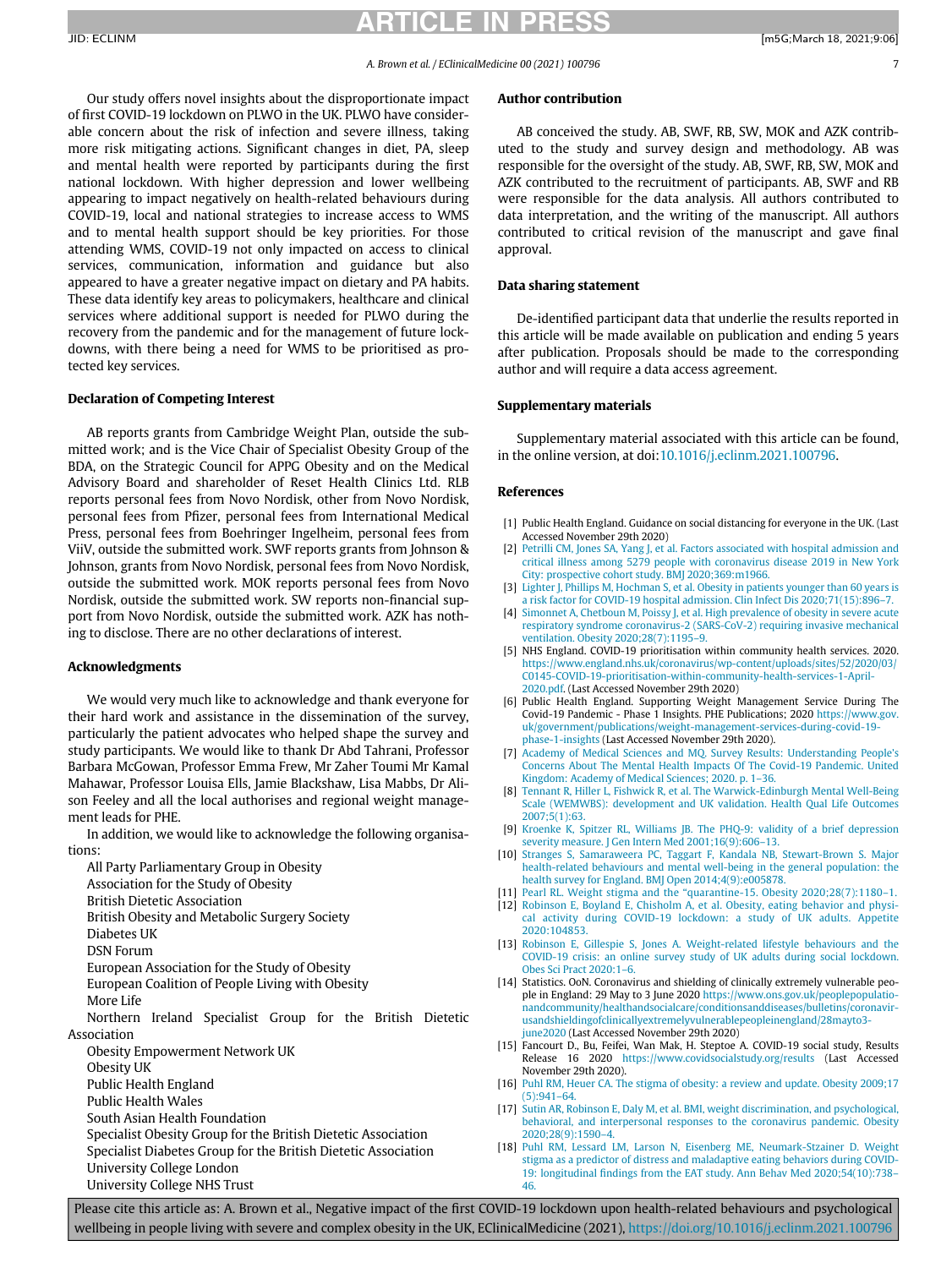Our study offers novel insights about the disproportionate impact of first COVID-19 lockdown on PLWO in the UK. PLWO have considerable concern about the risk of infection and severe illness, taking more risk mitigating actions. Significant changes in diet, PA, sleep and mental health were reported by participants during the first national lockdown. With higher depression and lower wellbeing appearing to impact negatively on health-related behaviours during COVID-19, local and national strategies to increase access to WMS and to mental health support should be key priorities. For those attending WMS, COVID-19 not only impacted on access to clinical services, communication, information and guidance but also appeared to have a greater negative impact on dietary and PA habits. These data identify key areas to policymakers, healthcare and clinical services where additional support is needed for PLWO during the recovery from the pandemic and for the management of future lockdowns, with there being a need for WMS to be prioritised as protected key services.

## Declaration of Competing Interest

AB reports grants from Cambridge Weight Plan, outside the submitted work; and is the Vice Chair of Specialist Obesity Group of the BDA, on the Strategic Council for APPG Obesity and on the Medical Advisory Board and shareholder of Reset Health Clinics Ltd. RLB reports personal fees from Novo Nordisk, other from Novo Nordisk, personal fees from Pfizer, personal fees from International Medical Press, personal fees from Boehringer Ingelheim, personal fees from ViiV, outside the submitted work. SWF reports grants from Johnson & Johnson, grants from Novo Nordisk, personal fees from Novo Nordisk, outside the submitted work. MOK reports personal fees from Novo Nordisk, outside the submitted work. SW reports non-financial support from Novo Nordisk, outside the submitted work. AZK has nothing to disclose. There are no other declarations of interest.

## Acknowledgments

We would very much like to acknowledge and thank everyone for their hard work and assistance in the dissemination of the survey, particularly the patient advocates who helped shape the survey and study participants. We would like to thank Dr Abd Tahrani, Professor Barbara McGowan, Professor Emma Frew, Mr Zaher Toumi Mr Kamal Mahawar, Professor Louisa Ells, Jamie Blackshaw, Lisa Mabbs, Dr Alison Feeley and all the local authorises and regional weight management leads for PHE.

In addition, we would like to acknowledge the following organisations:

All Party Parliamentary Group in Obesity
Association for the Study of Obesity
British Dietetic Association
British Obesity and Metabolic Surgery Society
Diabetes UK
DSN Forum
European Association for the Study of Obesity
European Coalition of People Living with Obesity
More Life
Northern Ireland Specialist Group for the British Dietetic Association
Obesity Empowerment Network UK
Obesity UK
Public Health England
Public Health Wales
South Asian Health Foundation
Specialist Obesity Group for the British Dietetic Association
Specialist Diabetes Group for the British Dietetic Association
University College London
University College NHS Trust

## Author contribution

AB conceived the study. AB, SWF, RB, SW, MOK and AZK contributed to the study and survey design and methodology. AB was responsible for the oversight of the study. AB, SWF, RB, SW, MOK and AZK contributed to the recruitment of participants. AB, SWF and RB were responsible for the data analysis. All authors contributed to data interpretation, and the writing of the manuscript. All authors contributed to critical revision of the manuscript and gave final approval.

## Data sharing statement

De-identified participant data that underlie the results reported in this article will be made available on publication and ending 5 years after publication. Proposals should be made to the corresponding author and will require a data access agreement.

## Supplementary materials

Supplementary material associated with this article can be found, in the online version, at doi:10.1016/j.eclinm.2021.100796.

## References

[1] Public Health England. Guidance on social distancing for everyone in the UK. (Last Accessed November 29th 2020)

[2] Petrilli CM, Jones SA, Yang J, et al. Factors associated with hospital admission and critical illness among 5279 people with coronavirus disease 2019 in New York City: prospective cohort study. BMJ 2020;369:m1966.

[3] Lighter J, Phillips M, Hochman S, et al. Obesity in patients younger than 60 years is a risk factor for COVID-19 hospital admission. Clin Infect Dis 2020;71(15):896–7.

[4] Simonnet A, Chetboun M, Poissy J, et al. High prevalence of obesity in severe acute respiratory syndrome coronavirus-2 (SARS-CoV-2) requiring invasive mechanical ventilation. Obesity 2020;28(7):1195–9.

[5] NHS England. COVID-19 prioritisation within community health services. 2020. https://www.england.nhs.uk/coronavirus/wp-content/uploads/sites/52/2020/03/C0145-COVID-19-prioritisation-within-community-health-services-1-April-2020.pdf. (Last Accessed November 29th 2020)

[6] Public Health England. Supporting Weight Management Service During The Covid-19 Pandemic - Phase 1 Insights. PHE Publications; 2020 https://www.gov.uk/government/publications/weight-management-services-during-covid-19-phase-1-insights (Last Accessed November 29th 2020).

[7] Academy of Medical Sciences and MQ. Survey Results: Understanding People's Concerns About The Mental Health Impacts Of The Covid-19 Pandemic. United Kingdom: Academy of Medical Sciences; 2020. p. 1–36.

[8] Tennant R, Hiller L, Fishwick R, et al. The Warwick-Edinburgh Mental Well-Being Scale (WEMWBS): development and UK validation. Health Qual Life Outcomes 2007;5(1):63.

[9] Kroenke K, Spitzer RL, Williams JB. The PHQ-9: validity of a brief depression severity measure. J Gen Intern Med 2001;16(9):606–13.

[10] Stranges S, Samaraweera PC, Taggart F, Kandala NB, Stewart-Brown S. Major health-related behaviours and mental well-being in the general population: the health survey for England. BMJ Open 2014;4(9):e005878.

[11] Pearl RL. Weight stigma and the "quarantine-15. Obesity 2020;28(7):1180–1.

[12] Robinson E, Boyland E, Chisholm A, et al. Obesity, eating behavior and physical activity during COVID-19 lockdown: a study of UK adults. Appetite 2020:104853.

[13] Robinson E, Gillespie S, Jones A. Weight-related lifestyle behaviours and the COVID-19 crisis: an online survey study of UK adults during social lockdown. Obes Sci Pract 2020:1–6.

[14] Statistics. OoN. Coronavirus and shielding of clinically extremely vulnerable people in England: 29 May to 3 June 2020 https://www.ons.gov.uk/peoplepopulationandcommunity/healthandsocialcare/conditionsanddiseases/bulletins/coronavirusandshieldingofclinicallyextremelyvulnerablepeopleinengland/28mayto3june2020 (Last Accessed November 29th 2020)

[15] Fancourt D., Bu, Feifei, Wan Mak, H. Steptoe A. COVID-19 social study, Results Release 16 2020 https://www.covidsocialstudy.org/results (Last Accessed November 29th 2020).

[16] Puhl RM, Heuer CA. The stigma of obesity: a review and update. Obesity 2009;17(5):941–64.

[17] Sutin AR, Robinson E, Daly M, et al. BMI, weight discrimination, and psychological, behavioral, and interpersonal responses to the coronavirus pandemic. Obesity 2020;28(9):1590–4.

[18] Puhl RM, Lessard LM, Larson N, Eisenberg ME, Neumark-Stzainer D. Weight stigma as a predictor of distress and maladaptive eating behaviors during COVID-19: longitudinal findings from the EAT study. Ann Behav Med 2020;54(10):738–46.

Please cite this article as: A. Brown et al., Negative impact of the first COVID-19 lockdown upon health-related behaviours and psychological wellbeing in people living with severe and complex obesity in the UK, EClinicalMedicine (2021), https://doi.org/10.1016/j.eclinm.2021.100796